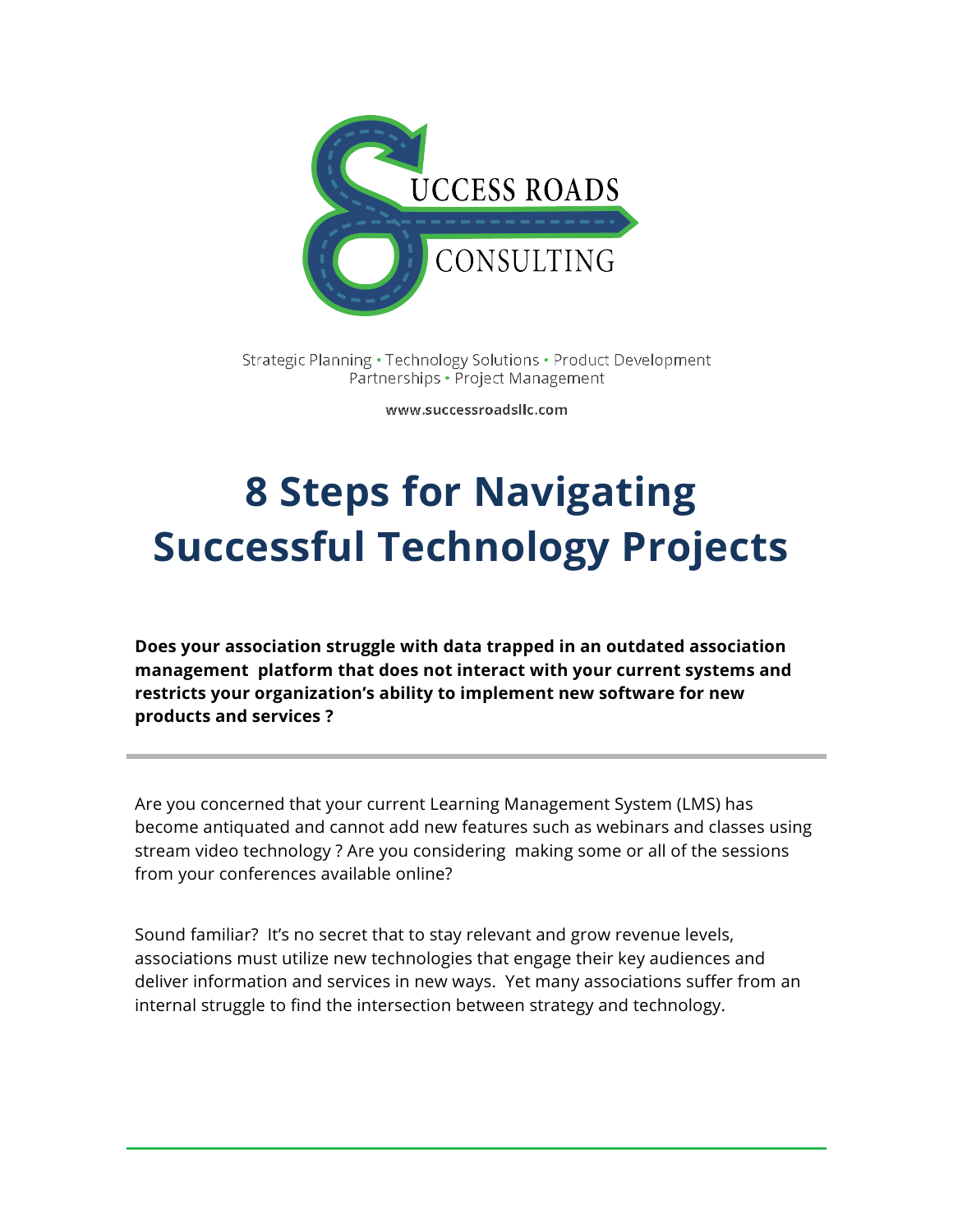SUCCESS ROADS CONSULTING

Strategic Planning • Technology Solutions • Product Development
Partnerships • Project Management

www.successroadsllc.com

# 8 Steps for Navigating Successful Technology Projects

**Does your association struggle with data trapped in an outdated association management platform that does not interact with your current systems and restricts your organization's ability to implement new software for new products and services ?**

---

Are you concerned that your current Learning Management System (LMS) has become antiquated and cannot add new features such as webinars and classes using stream video technology ? Are you considering making some or all of the sessions from your conferences available online?

Sound familiar? It's no secret that to stay relevant and grow revenue levels, associations must utilize new technologies that engage their key audiences and deliver information and services in new ways. Yet many associations suffer from an internal struggle to find the intersection between strategy and technology.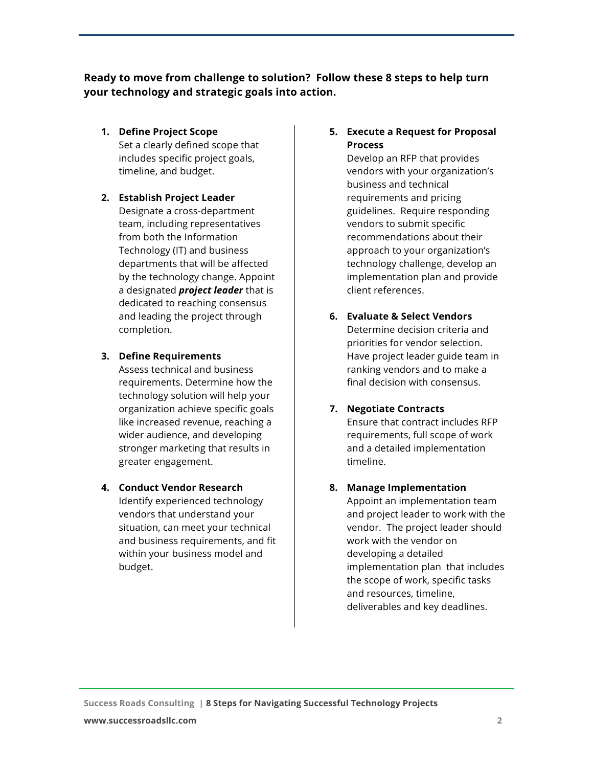**Ready to move from challenge to solution? Follow these 8 steps to help turn your technology and strategic goals into action.**

1. **Define Project Scope**
   Set a clearly defined scope that includes specific project goals, timeline, and budget.

2. **Establish Project Leader**
   Designate a cross-department team, including representatives from both the Information Technology (IT) and business departments that will be affected by the technology change. Appoint a designated ***project leader*** that is dedicated to reaching consensus and leading the project through completion.

3. **Define Requirements**
   Assess technical and business requirements. Determine how the technology solution will help your organization achieve specific goals like increased revenue, reaching a wider audience, and developing stronger marketing that results in greater engagement.

4. **Conduct Vendor Research**
   Identify experienced technology vendors that understand your situation, can meet your technical and business requirements, and fit within your business model and budget.

5. **Execute a Request for Proposal Process**
   Develop an RFP that provides vendors with your organization's business and technical requirements and pricing guidelines. Require responding vendors to submit specific recommendations about their approach to your organization's technology challenge, develop an implementation plan and provide client references.

6. **Evaluate & Select Vendors**
   Determine decision criteria and priorities for vendor selection. Have project leader guide team in ranking vendors and to make a final decision with consensus.

7. **Negotiate Contracts**
   Ensure that contract includes RFP requirements, full scope of work and a detailed implementation timeline.

8. **Manage Implementation**
   Appoint an implementation team and project leader to work with the vendor. The project leader should work with the vendor on developing a detailed implementation plan that includes the scope of work, specific tasks and resources, timeline, deliverables and key deadlines.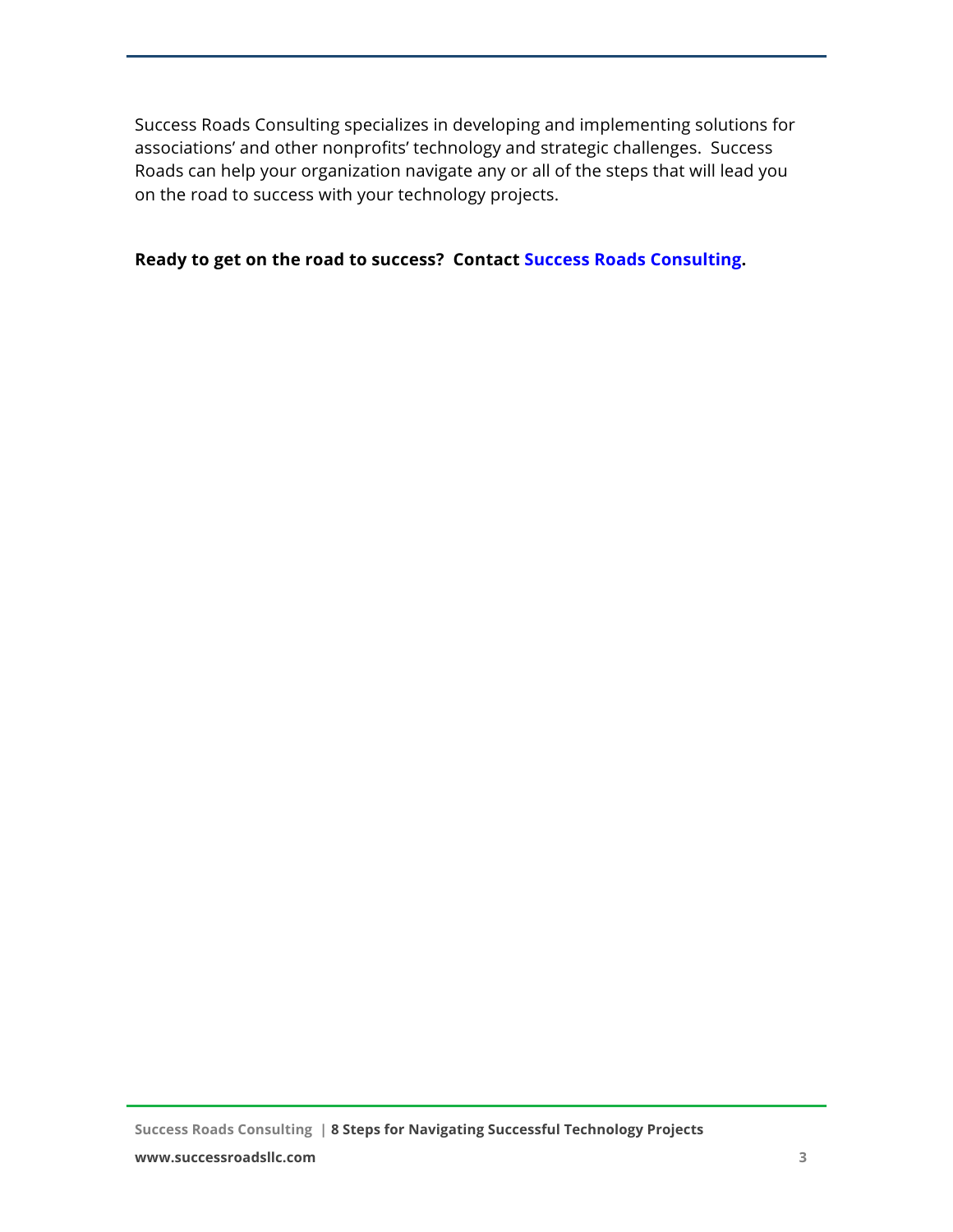Success Roads Consulting specializes in developing and implementing solutions for associations' and other nonprofits' technology and strategic challenges. Success Roads can help your organization navigate any or all of the steps that will lead you on the road to success with your technology projects.

**Ready to get on the road to success? Contact Success Roads Consulting.**